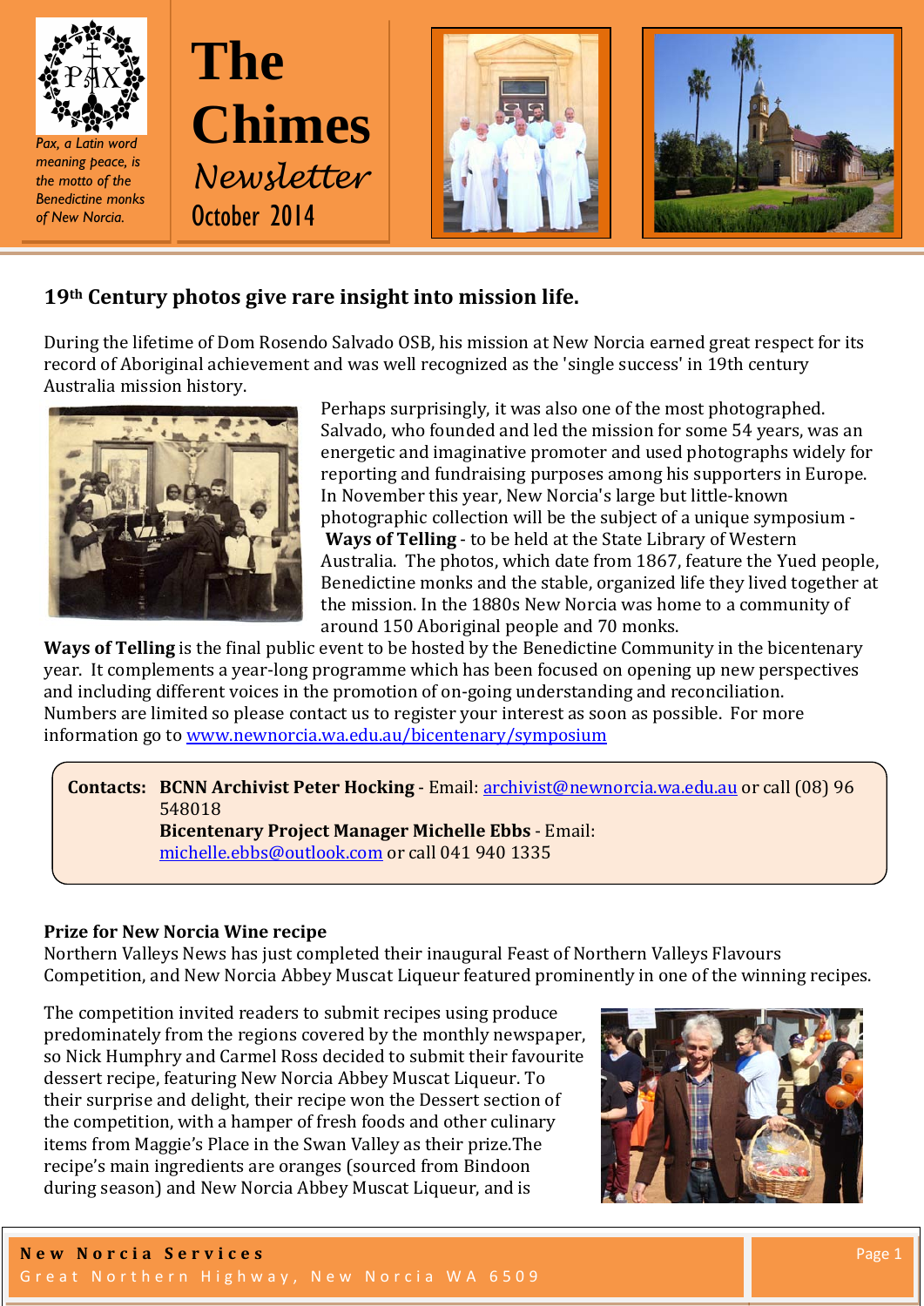Pax, a Latin word meaning peace, is the motto of the Benedictine monks of New Norcia.

# The Chimes *Newsletter*

October 2014

## 19th Century photos give rare insight into mission life.

During the lifetime of Dom Rosendo Salvado OSB, his mission at New Norcia earned great respect for its record of Aboriginal achievement and was well recognized as the 'single success' in 19th century Australia mission history.

Perhaps surprisingly, it was also one of the most photographed. Salvado, who founded and led the mission for some 54 years, was an energetic and imaginative promoter and used photographs widely for reporting and fundraising purposes among his supporters in Europe. In November this year, New Norcia's large but little-known photographic collection will be the subject of a unique symposium - **Ways of Telling** - to be held at the State Library of Western Australia. The photos, which date from 1867, feature the Yued people, Benedictine monks and the stable, organized life they lived together at the mission. In the 1880s New Norcia was home to a community of around 150 Aboriginal people and 70 monks.

**Ways of Telling** is the final public event to be hosted by the Benedictine Community in the bicentenary year. It complements a year-long programme which has been focused on opening up new perspectives and including different voices in the promotion of on-going understanding and reconciliation. Numbers are limited so please contact us to register your interest as soon as possible. For more information go to www.newnorcia.wa.edu.au/bicentenary/symposium

**Contacts:** **BCNN Archivist Peter Hocking** - Email: archivist@newnorcia.wa.edu.au or call (08) 96 548018
**Bicentenary Project Manager Michelle Ebbs** - Email: michelle.ebbs@outlook.com or call 041 940 1335

### Prize for New Norcia Wine recipe

Northern Valleys News has just completed their inaugural Feast of Northern Valleys Flavours Competition, and New Norcia Abbey Muscat Liqueur featured prominently in one of the winning recipes.

The competition invited readers to submit recipes using produce predominately from the regions covered by the monthly newspaper, so Nick Humphry and Carmel Ross decided to submit their favourite dessert recipe, featuring New Norcia Abbey Muscat Liqueur. To their surprise and delight, their recipe won the Dessert section of the competition, with a hamper of fresh foods and other culinary items from Maggie's Place in the Swan Valley as their prize.The recipe's main ingredients are oranges (sourced from Bindoon during season) and New Norcia Abbey Muscat Liqueur, and is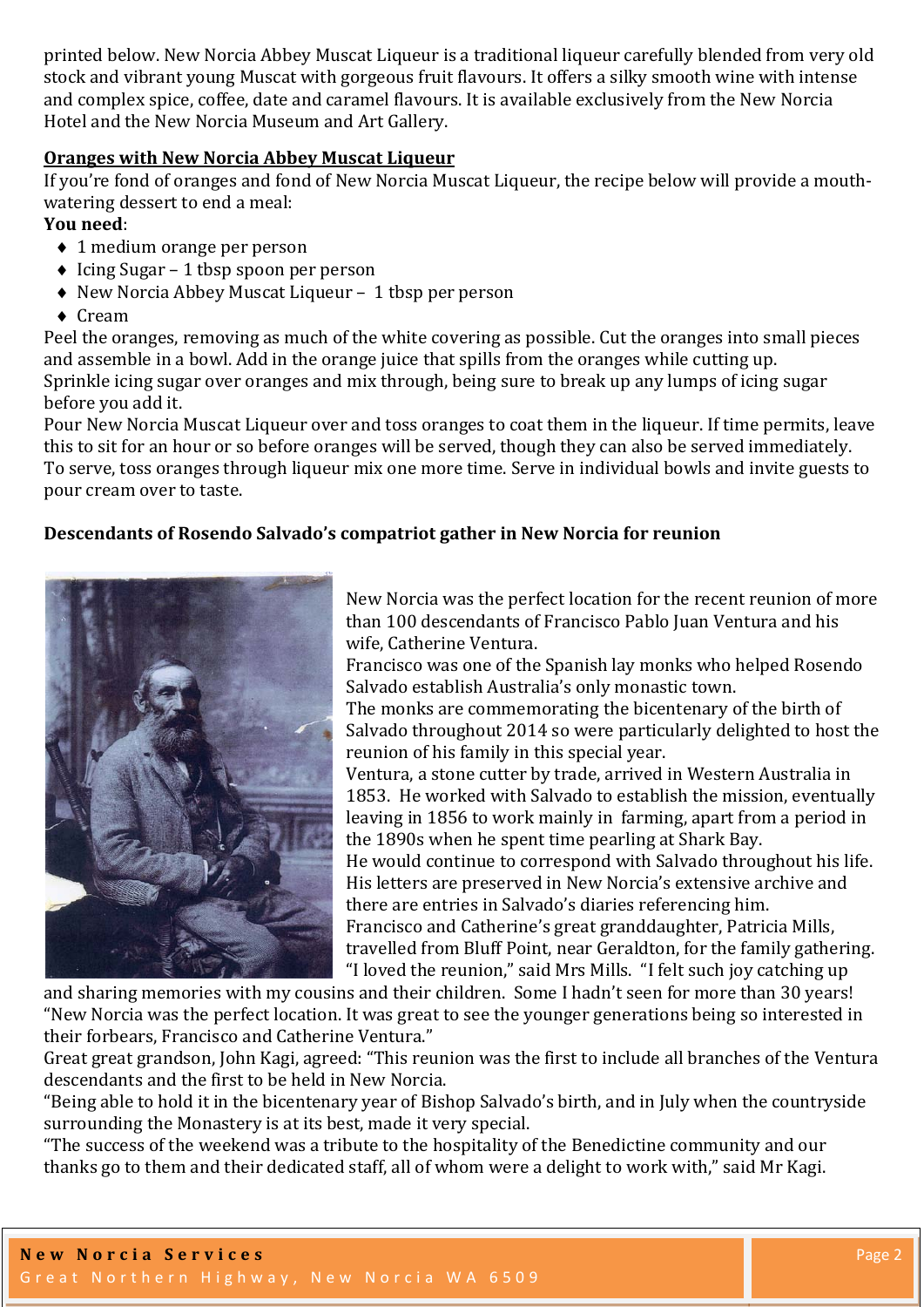printed below. New Norcia Abbey Muscat Liqueur is a traditional liqueur carefully blended from very old stock and vibrant young Muscat with gorgeous fruit flavours. It offers a silky smooth wine with intense and complex spice, coffee, date and caramel flavours. It is available exclusively from the New Norcia Hotel and the New Norcia Museum and Art Gallery.

**Oranges with New Norcia Abbey Muscat Liqueur**

If you're fond of oranges and fond of New Norcia Muscat Liqueur, the recipe below will provide a mouth-watering dessert to end a meal:

**You need**:

- 1 medium orange per person
- Icing Sugar – 1 tbsp spoon per person
- New Norcia Abbey Muscat Liqueur – 1 tbsp per person
- Cream

Peel the oranges, removing as much of the white covering as possible. Cut the oranges into small pieces and assemble in a bowl. Add in the orange juice that spills from the oranges while cutting up.

Sprinkle icing sugar over oranges and mix through, being sure to break up any lumps of icing sugar before you add it.

Pour New Norcia Muscat Liqueur over and toss oranges to coat them in the liqueur. If time permits, leave this to sit for an hour or so before oranges will be served, though they can also be served immediately. To serve, toss oranges through liqueur mix one more time. Serve in individual bowls and invite guests to pour cream over to taste.

**Descendants of Rosendo Salvado's compatriot gather in New Norcia for reunion**

New Norcia was the perfect location for the recent reunion of more than 100 descendants of Francisco Pablo Juan Ventura and his wife, Catherine Ventura.

Francisco was one of the Spanish lay monks who helped Rosendo Salvado establish Australia's only monastic town.

The monks are commemorating the bicentenary of the birth of Salvado throughout 2014 so were particularly delighted to host the reunion of his family in this special year.

Ventura, a stone cutter by trade, arrived in Western Australia in 1853. He worked with Salvado to establish the mission, eventually leaving in 1856 to work mainly in farming, apart from a period in the 1890s when he spent time pearling at Shark Bay.

He would continue to correspond with Salvado throughout his life. His letters are preserved in New Norcia's extensive archive and there are entries in Salvado's diaries referencing him.

Francisco and Catherine's great granddaughter, Patricia Mills, travelled from Bluff Point, near Geraldton, for the family gathering. "I loved the reunion," said Mrs Mills. "I felt such joy catching up and sharing memories with my cousins and their children. Some I hadn't seen for more than 30 years!

"New Norcia was the perfect location. It was great to see the younger generations being so interested in their forbears, Francisco and Catherine Ventura."

Great great grandson, John Kagi, agreed: "This reunion was the first to include all branches of the Ventura descendants and the first to be held in New Norcia.

"Being able to hold it in the bicentenary year of Bishop Salvado's birth, and in July when the countryside surrounding the Monastery is at its best, made it very special.

"The success of the weekend was a tribute to the hospitality of the Benedictine community and our thanks go to them and their dedicated staff, all of whom were a delight to work with," said Mr Kagi.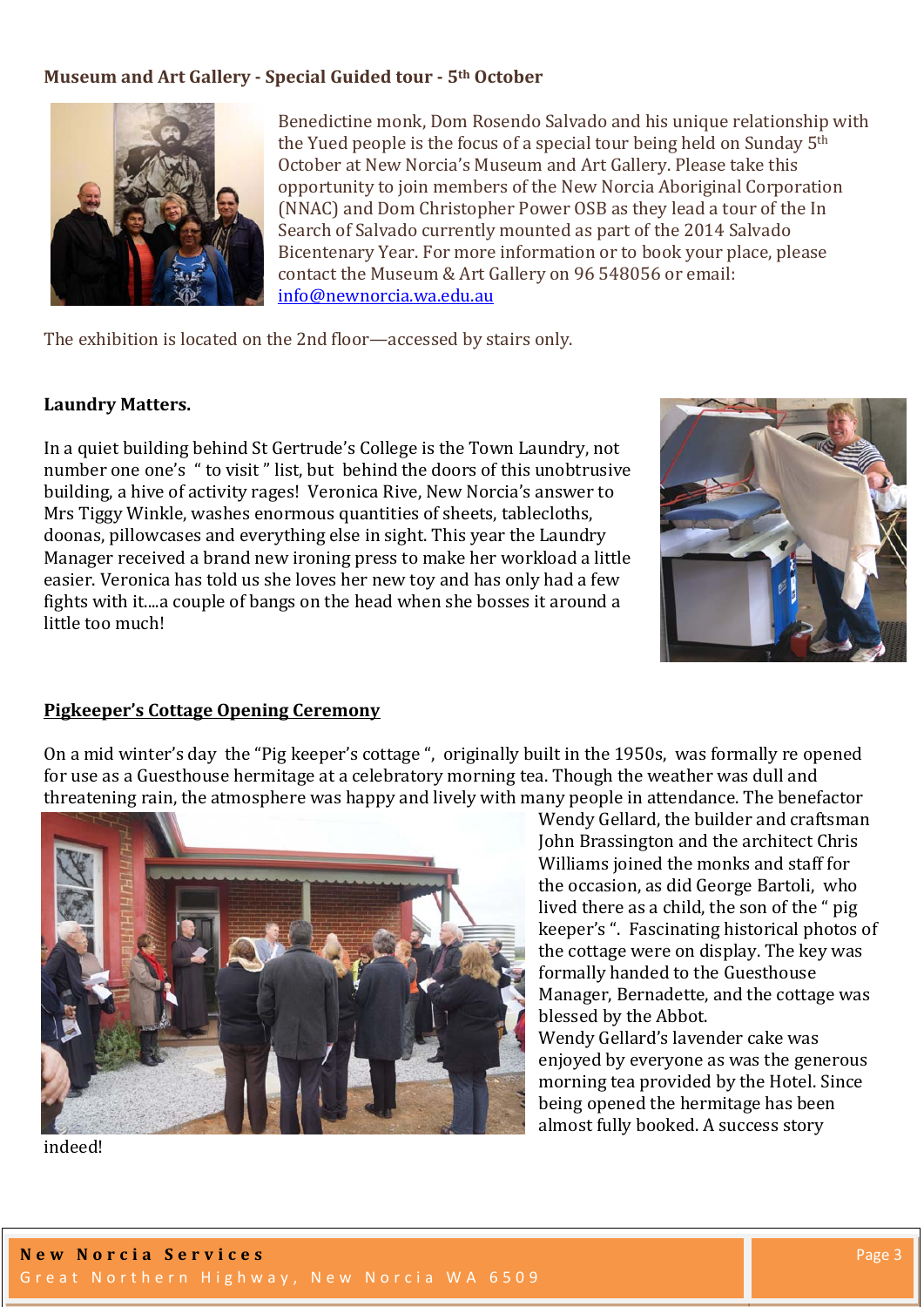## Museum and Art Gallery - Special Guided tour - 5th October

Benedictine monk, Dom Rosendo Salvado and his unique relationship with the Yued people is the focus of a special tour being held on Sunday 5th October at New Norcia's Museum and Art Gallery. Please take this opportunity to join members of the New Norcia Aboriginal Corporation (NNAC) and Dom Christopher Power OSB as they lead a tour of the In Search of Salvado currently mounted as part of the 2014 Salvado Bicentenary Year. For more information or to book your place, please contact the Museum & Art Gallery on 96 548056 or email: info@newnorcia.wa.edu.au

The exhibition is located on the 2nd floor—accessed by stairs only.

## Laundry Matters.

In a quiet building behind St Gertrude's College is the Town Laundry, not number one one's " to visit " list, but behind the doors of this unobtrusive building, a hive of activity rages! Veronica Rive, New Norcia's answer to Mrs Tiggy Winkle, washes enormous quantities of sheets, tablecloths, doonas, pillowcases and everything else in sight. This year the Laundry Manager received a brand new ironing press to make her workload a little easier. Veronica has told us she loves her new toy and has only had a few fights with it....a couple of bangs on the head when she bosses it around a little too much!

## Pigkeeper's Cottage Opening Ceremony

On a mid winter's day the "Pig keeper's cottage ", originally built in the 1950s, was formally re opened for use as a Guesthouse hermitage at a celebratory morning tea. Though the weather was dull and threatening rain, the atmosphere was happy and lively with many people in attendance. The benefactor Wendy Gellard, the builder and craftsman John Brassington and the architect Chris Williams joined the monks and staff for the occasion, as did George Bartoli, who lived there as a child, the son of the " pig keeper's ". Fascinating historical photos of the cottage were on display. The key was formally handed to the Guesthouse Manager, Bernadette, and the cottage was blessed by the Abbot.

Wendy Gellard's lavender cake was enjoyed by everyone as was the generous morning tea provided by the Hotel. Since being opened the hermitage has been almost fully booked. A success story indeed!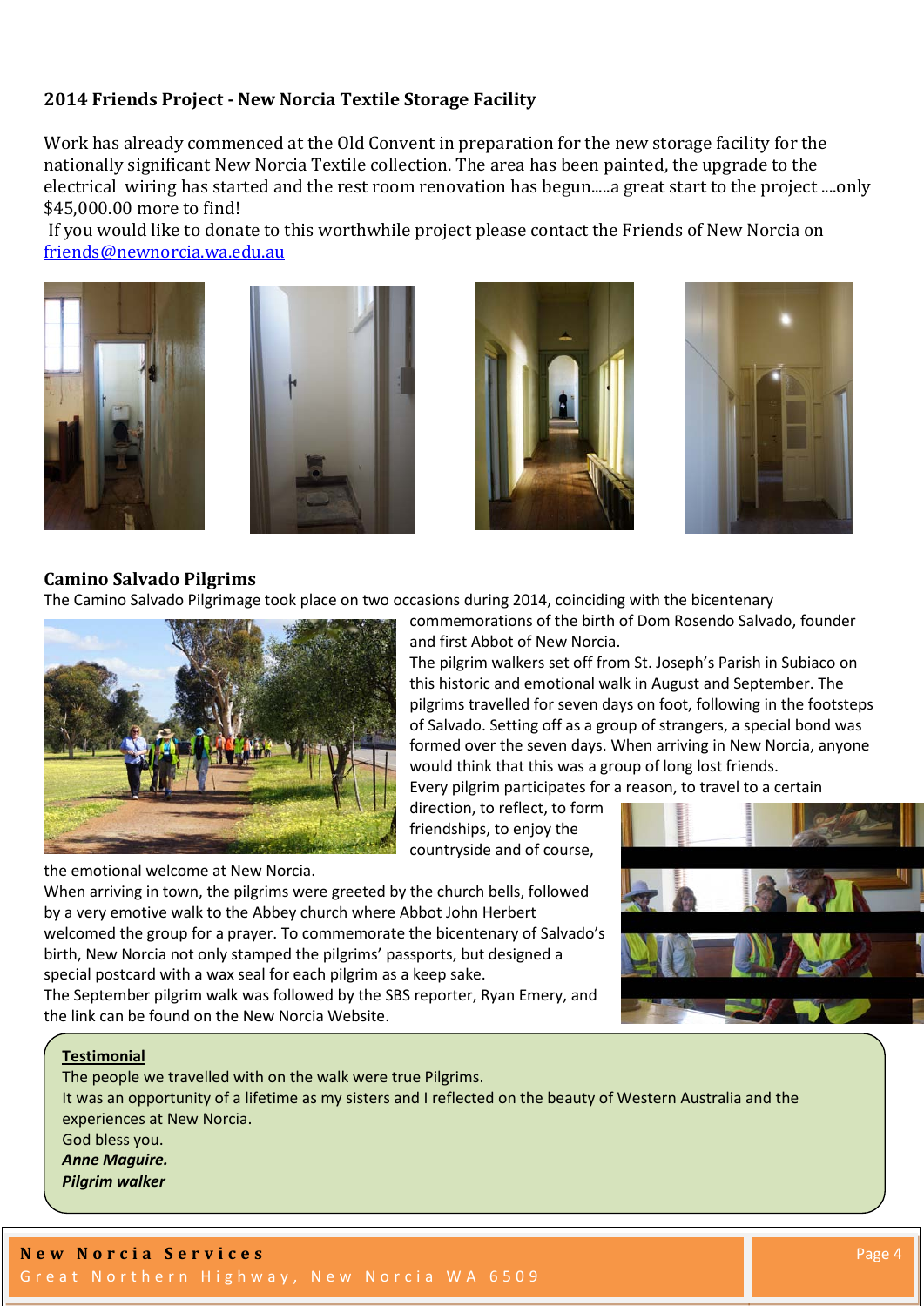## 2014 Friends Project - New Norcia Textile Storage Facility

Work has already commenced at the Old Convent in preparation for the new storage facility for the nationally significant New Norcia Textile collection. The area has been painted, the upgrade to the electrical wiring has started and the rest room renovation has begun.....a great start to the project ....only $45,000.00 more to find!

If you would like to donate to this worthwhile project please contact the Friends of New Norcia on friends@newnorcia.wa.edu.au

## Camino Salvado Pilgrims

The Camino Salvado Pilgrimage took place on two occasions during 2014, coinciding with the bicentenary commemorations of the birth of Dom Rosendo Salvado, founder and first Abbot of New Norcia.

The pilgrim walkers set off from St. Joseph's Parish in Subiaco on this historic and emotional walk in August and September. The pilgrims travelled for seven days on foot, following in the footsteps of Salvado. Setting off as a group of strangers, a special bond was formed over the seven days. When arriving in New Norcia, anyone would think that this was a group of long lost friends.

Every pilgrim participates for a reason, to travel to a certain direction, to reflect, to form friendships, to enjoy the countryside and of course, the emotional welcome at New Norcia.

When arriving in town, the pilgrims were greeted by the church bells, followed by a very emotive walk to the Abbey church where Abbot John Herbert welcomed the group for a prayer. To commemorate the bicentenary of Salvado's birth, New Norcia not only stamped the pilgrims' passports, but designed a special postcard with a wax seal for each pilgrim as a keep sake.

The September pilgrim walk was followed by the SBS reporter, Ryan Emery, and the link can be found on the New Norcia Website.

> **Testimonial**
>
> The people we travelled with on the walk were true Pilgrims.
>
> It was an opportunity of a lifetime as my sisters and I reflected on the beauty of Western Australia and the experiences at New Norcia.
>
> God bless you.
>
> ***Anne Maguire.***
>
> ***Pilgrim walker***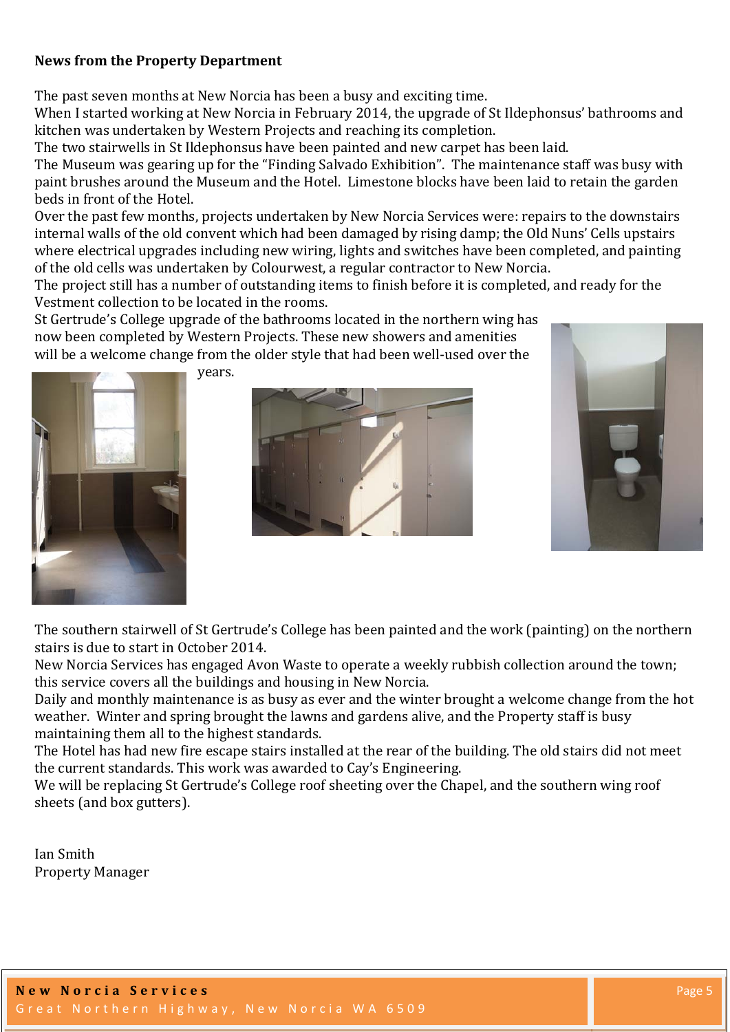**News from the Property Department**

The past seven months at New Norcia has been a busy and exciting time.
When I started working at New Norcia in February 2014, the upgrade of St Ildephonsus' bathrooms and kitchen was undertaken by Western Projects and reaching its completion.
The two stairwells in St Ildephonsus have been painted and new carpet has been laid.
The Museum was gearing up for the "Finding Salvado Exhibition". The maintenance staff was busy with paint brushes around the Museum and the Hotel. Limestone blocks have been laid to retain the garden beds in front of the Hotel.
Over the past few months, projects undertaken by New Norcia Services were: repairs to the downstairs internal walls of the old convent which had been damaged by rising damp; the Old Nuns' Cells upstairs where electrical upgrades including new wiring, lights and switches have been completed, and painting of the old cells was undertaken by Colourwest, a regular contractor to New Norcia.
The project still has a number of outstanding items to finish before it is completed, and ready for the Vestment collection to be located in the rooms.
St Gertrude's College upgrade of the bathrooms located in the northern wing has now been completed by Western Projects. These new showers and amenities will be a welcome change from the older style that had been well-used over the years.

The southern stairwell of St Gertrude's College has been painted and the work (painting) on the northern stairs is due to start in October 2014.
New Norcia Services has engaged Avon Waste to operate a weekly rubbish collection around the town; this service covers all the buildings and housing in New Norcia.
Daily and monthly maintenance is as busy as ever and the winter brought a welcome change from the hot weather. Winter and spring brought the lawns and gardens alive, and the Property staff is busy maintaining them all to the highest standards.
The Hotel has had new fire escape stairs installed at the rear of the building. The old stairs did not meet the current standards. This work was awarded to Cay's Engineering.
We will be replacing St Gertrude's College roof sheeting over the Chapel, and the southern wing roof sheets (and box gutters).

Ian Smith
Property Manager

**New Norcia Services**
Great Northern Highway, New Norcia WA 6509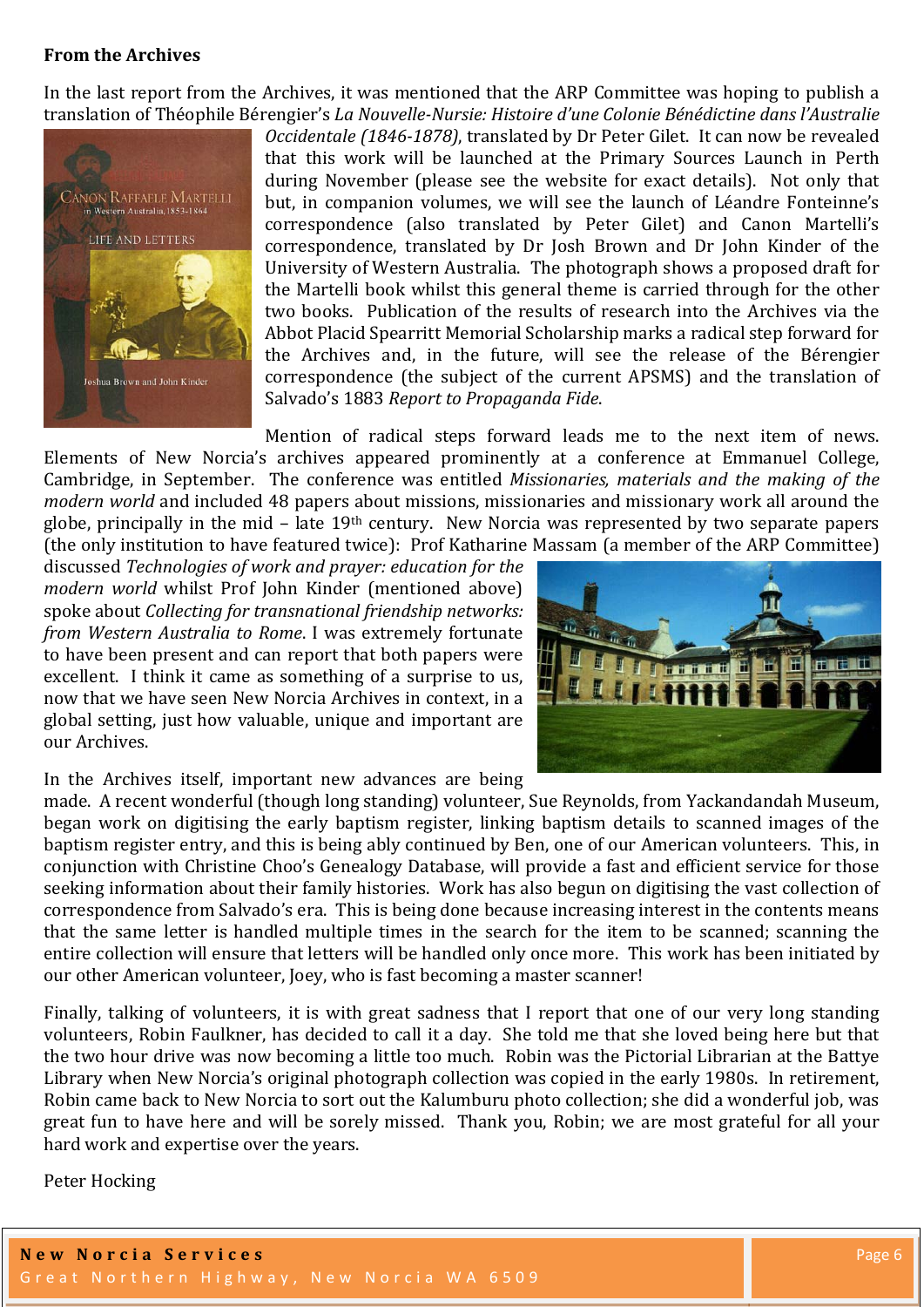**From the Archives**

In the last report from the Archives, it was mentioned that the ARP Committee was hoping to publish a translation of Théophile Bérengier's *La Nouvelle-Nursie: Histoire d'une Colonie Bénédictine dans l'Australie Occidentale (1846-1878)*, translated by Dr Peter Gilet. It can now be revealed that this work will be launched at the Primary Sources Launch in Perth during November (please see the website for exact details). Not only that but, in companion volumes, we will see the launch of Léandre Fonteinne's correspondence (also translated by Peter Gilet) and Canon Martelli's correspondence, translated by Dr Josh Brown and Dr John Kinder of the University of Western Australia. The photograph shows a proposed draft for the Martelli book whilst this general theme is carried through for the other two books. Publication of the results of research into the Archives via the Abbot Placid Spearritt Memorial Scholarship marks a radical step forward for the Archives and, in the future, will see the release of the Bérengier correspondence (the subject of the current APSMS) and the translation of Salvado's 1883 *Report to Propaganda Fide*.

Mention of radical steps forward leads me to the next item of news. Elements of New Norcia's archives appeared prominently at a conference at Emmanuel College, Cambridge, in September. The conference was entitled *Missionaries, materials and the making of the modern world* and included 48 papers about missions, missionaries and missionary work all around the globe, principally in the mid – late 19th century. New Norcia was represented by two separate papers (the only institution to have featured twice): Prof Katharine Massam (a member of the ARP Committee) discussed *Technologies of work and prayer: education for the modern world* whilst Prof John Kinder (mentioned above) spoke about *Collecting for transnational friendship networks: from Western Australia to Rome*. I was extremely fortunate to have been present and can report that both papers were excellent. I think it came as something of a surprise to us, now that we have seen New Norcia Archives in context, in a global setting, just how valuable, unique and important are our Archives.

In the Archives itself, important new advances are being made. A recent wonderful (though long standing) volunteer, Sue Reynolds, from Yackandandah Museum, began work on digitising the early baptism register, linking baptism details to scanned images of the baptism register entry, and this is being ably continued by Ben, one of our American volunteers. This, in conjunction with Christine Choo's Genealogy Database, will provide a fast and efficient service for those seeking information about their family histories. Work has also begun on digitising the vast collection of correspondence from Salvado's era. This is being done because increasing interest in the contents means that the same letter is handled multiple times in the search for the item to be scanned; scanning the entire collection will ensure that letters will be handled only once more. This work has been initiated by our other American volunteer, Joey, who is fast becoming a master scanner!

Finally, talking of volunteers, it is with great sadness that I report that one of our very long standing volunteers, Robin Faulkner, has decided to call it a day. She told me that she loved being here but that the two hour drive was now becoming a little too much. Robin was the Pictorial Librarian at the Battye Library when New Norcia's original photograph collection was copied in the early 1980s. In retirement, Robin came back to New Norcia to sort out the Kalumburu photo collection; she did a wonderful job, was great fun to have here and will be sorely missed. Thank you, Robin; we are most grateful for all your hard work and expertise over the years.

Peter Hocking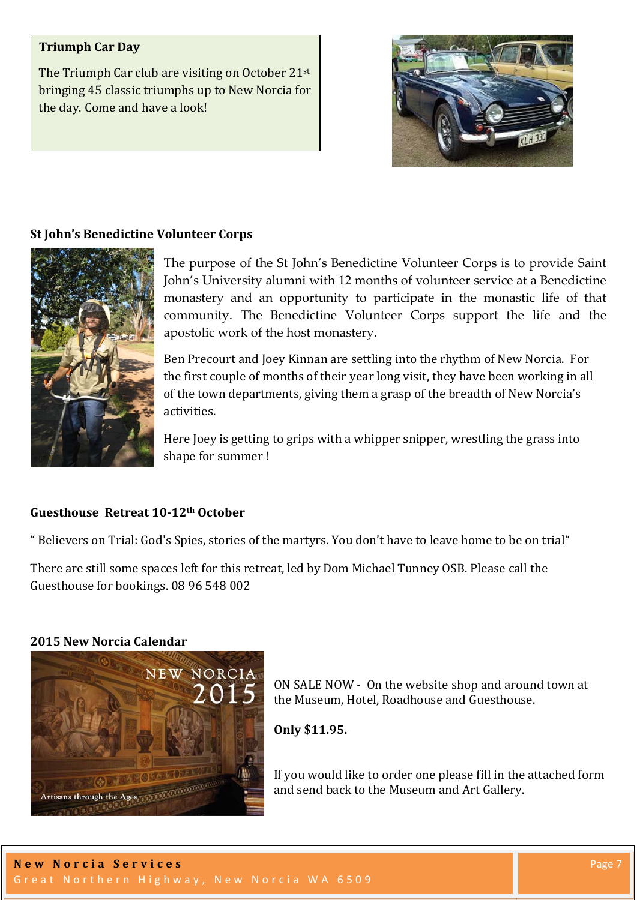### Triumph Car Day

The Triumph Car club are visiting on October 21st bringing 45 classic triumphs up to New Norcia for the day. Come and have a look!

### St John's Benedictine Volunteer Corps

The purpose of the St John's Benedictine Volunteer Corps is to provide Saint John's University alumni with 12 months of volunteer service at a Benedictine monastery and an opportunity to participate in the monastic life of that community. The Benedictine Volunteer Corps support the life and the apostolic work of the host monastery.

Ben Precourt and Joey Kinnan are settling into the rhythm of New Norcia. For the first couple of months of their year long visit, they have been working in all of the town departments, giving them a grasp of the breadth of New Norcia's activities.

Here Joey is getting to grips with a whipper snipper, wrestling the grass into shape for summer !

### Guesthouse Retreat 10-12th October

" Believers on Trial: God's Spies, stories of the martyrs. You don't have to leave home to be on trial"

There are still some spaces left for this retreat, led by Dom Michael Tunney OSB. Please call the Guesthouse for bookings. 08 96 548 002

### 2015 New Norcia Calendar

ON SALE NOW - On the website shop and around town at the Museum, Hotel, Roadhouse and Guesthouse.

**Only $11.95.**

If you would like to order one please fill in the attached form and send back to the Museum and Art Gallery.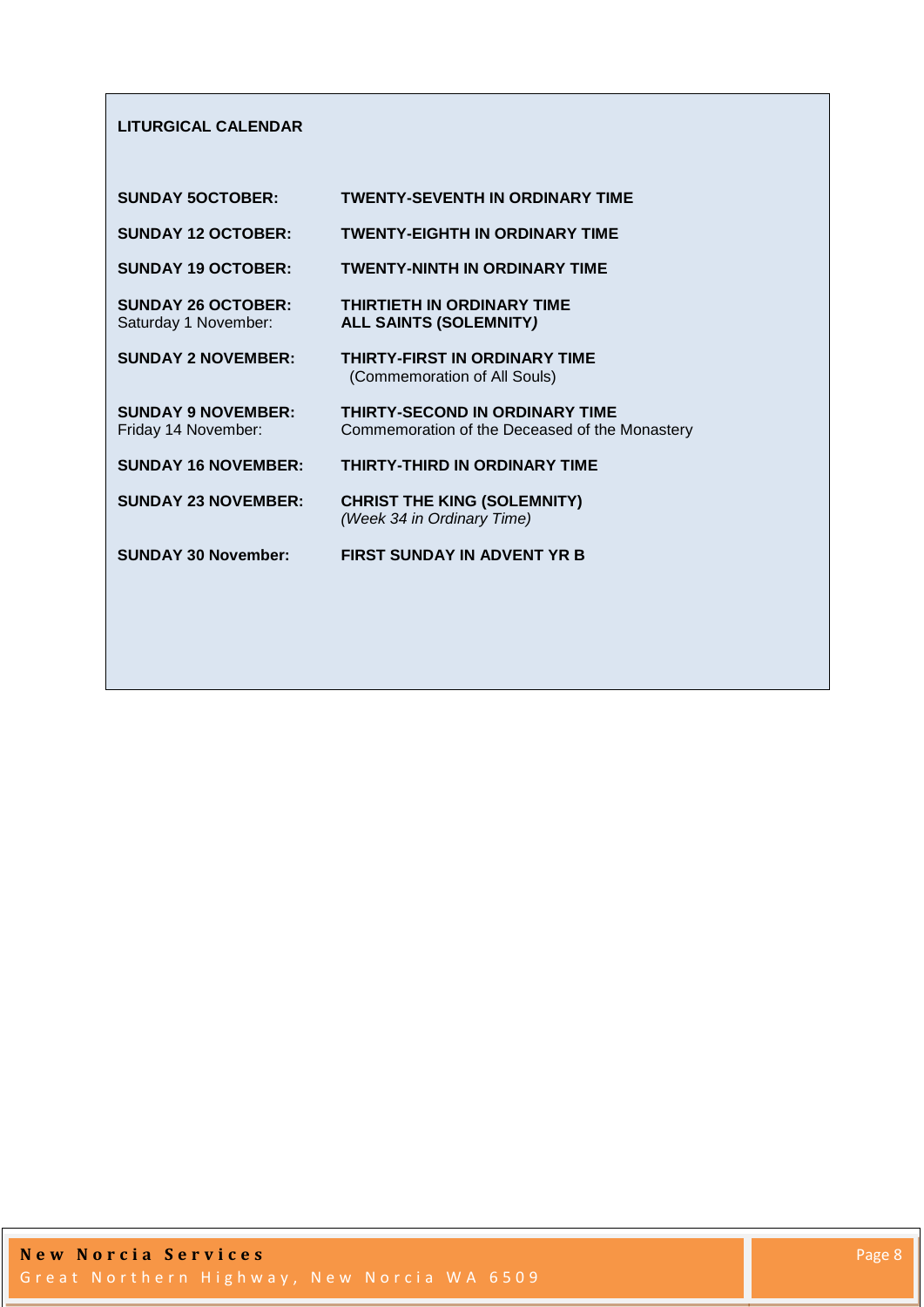## LITURGICAL CALENDAR

| | |
|---|---|
| **SUNDAY 5OCTOBER:** | **TWENTY-SEVENTH IN ORDINARY TIME** |
| **SUNDAY 12 OCTOBER:** | **TWENTY-EIGHTH IN ORDINARY TIME** |
| **SUNDAY 19 OCTOBER:** | **TWENTY-NINTH IN ORDINARY TIME** |
| **SUNDAY 26 OCTOBER:** | **THIRTIETH IN ORDINARY TIME** |
| Saturday 1 November: | **ALL SAINTS (SOLEMNITY)** |
| **SUNDAY 2 NOVEMBER:** | **THIRTY-FIRST IN ORDINARY TIME** (Commemoration of All Souls) |
| **SUNDAY 9 NOVEMBER:** | **THIRTY-SECOND IN ORDINARY TIME** |
| Friday 14 November: | Commemoration of the Deceased of the Monastery |
| **SUNDAY 16 NOVEMBER:** | **THIRTY-THIRD IN ORDINARY TIME** |
| **SUNDAY 23 NOVEMBER:** | **CHRIST THE KING (SOLEMNITY)** *(Week 34 in Ordinary Time)* |
| **SUNDAY 30 November:** | **FIRST SUNDAY IN ADVENT YR B** |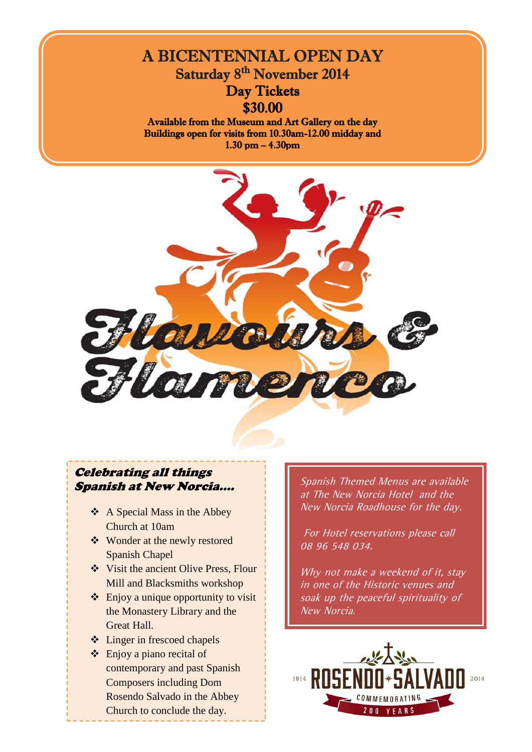# A BICENTENNIAL OPEN DAY

## Saturday 8th November 2014

## Day Tickets

## $30.00

**Available from the Museum and Art Gallery on the day**
**Buildings open for visits from 10.30am-12.00 midday and 1.30 pm – 4.30pm**

# Flavours & Flamenco

### *Celebrating all things Spanish at New Norcia....*

- A Special Mass in the Abbey Church at 10am
- Wonder at the newly restored Spanish Chapel
- Visit the ancient Olive Press, Flour Mill and Blacksmiths workshop
- Enjoy a unique opportunity to visit the Monastery Library and the Great Hall.
- Linger in frescoed chapels
- Enjoy a piano recital of contemporary and past Spanish Composers including Dom Rosendo Salvado in the Abbey Church to conclude the day.

*Spanish Themed Menus are available at The New Norcia Hotel and the New Norcia Roadhouse for the day.*

*For Hotel reservations please call 08 96 548 034.*

*Why not make a weekend of it, stay in one of the Historic venues and soak up the peaceful spirituality of New Norcia.*

1814 ROSENDO SALVADO 2014
COMMEMORATING 200 YEARS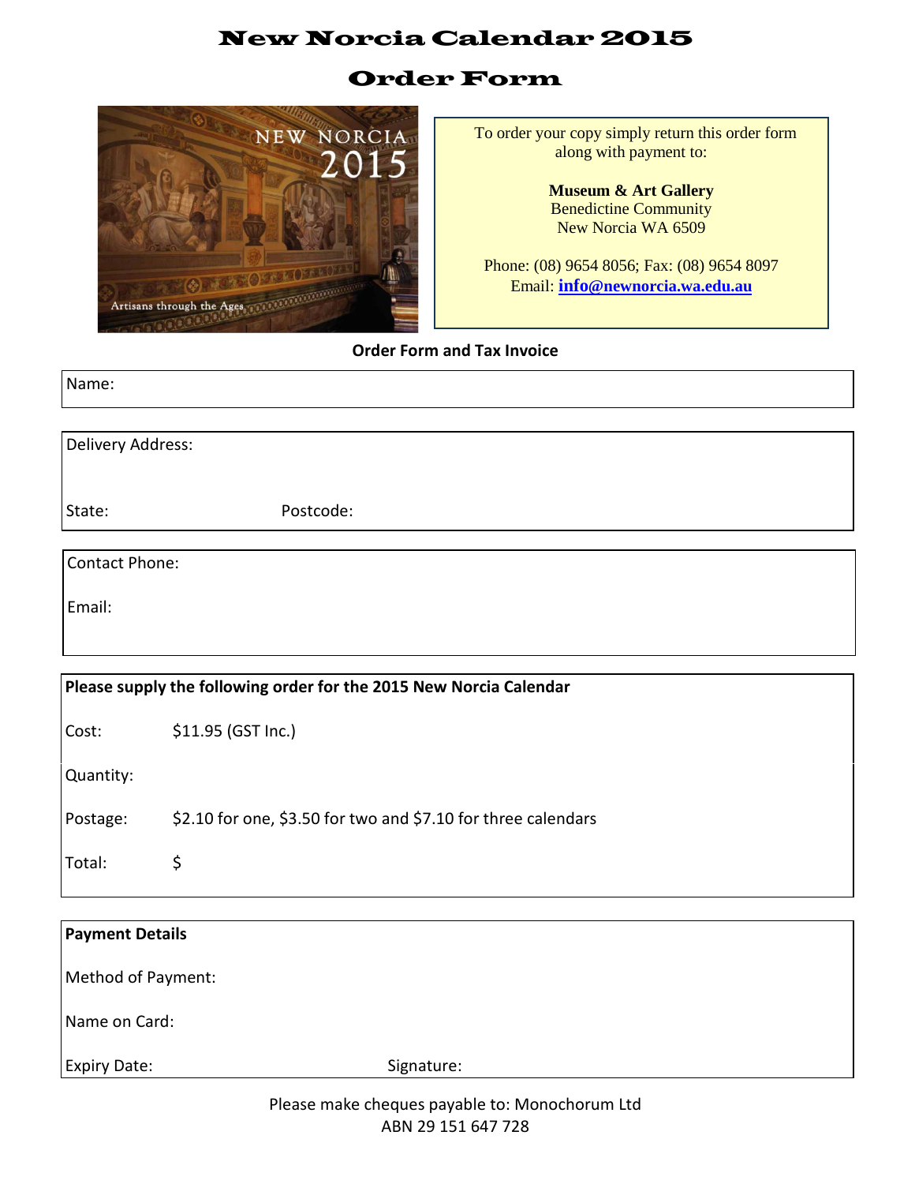# New Norcia Calendar 2015

## Order Form

To order your copy simply return this order form along with payment to:

**Museum & Art Gallery**
Benedictine Community
New Norcia WA 6509

Phone: (08) 9654 8056; Fax: (08) 9654 8097
Email: **info@newnorcia.wa.edu.au**

**Order Form and Tax Invoice**

Name:

Delivery Address:

State: Postcode:

Contact Phone:

Email:

**Please supply the following order for the 2015 New Norcia Calendar**

Cost: $11.95 (GST Inc.)

Quantity:

Postage: $2.10 for one, $3.50 for two and $7.10 for three calendars

Total: $

**Payment Details**

Method of Payment:

Name on Card:

Expiry Date: Signature:

Please make cheques payable to: Monochorum Ltd
ABN 29 151 647 728